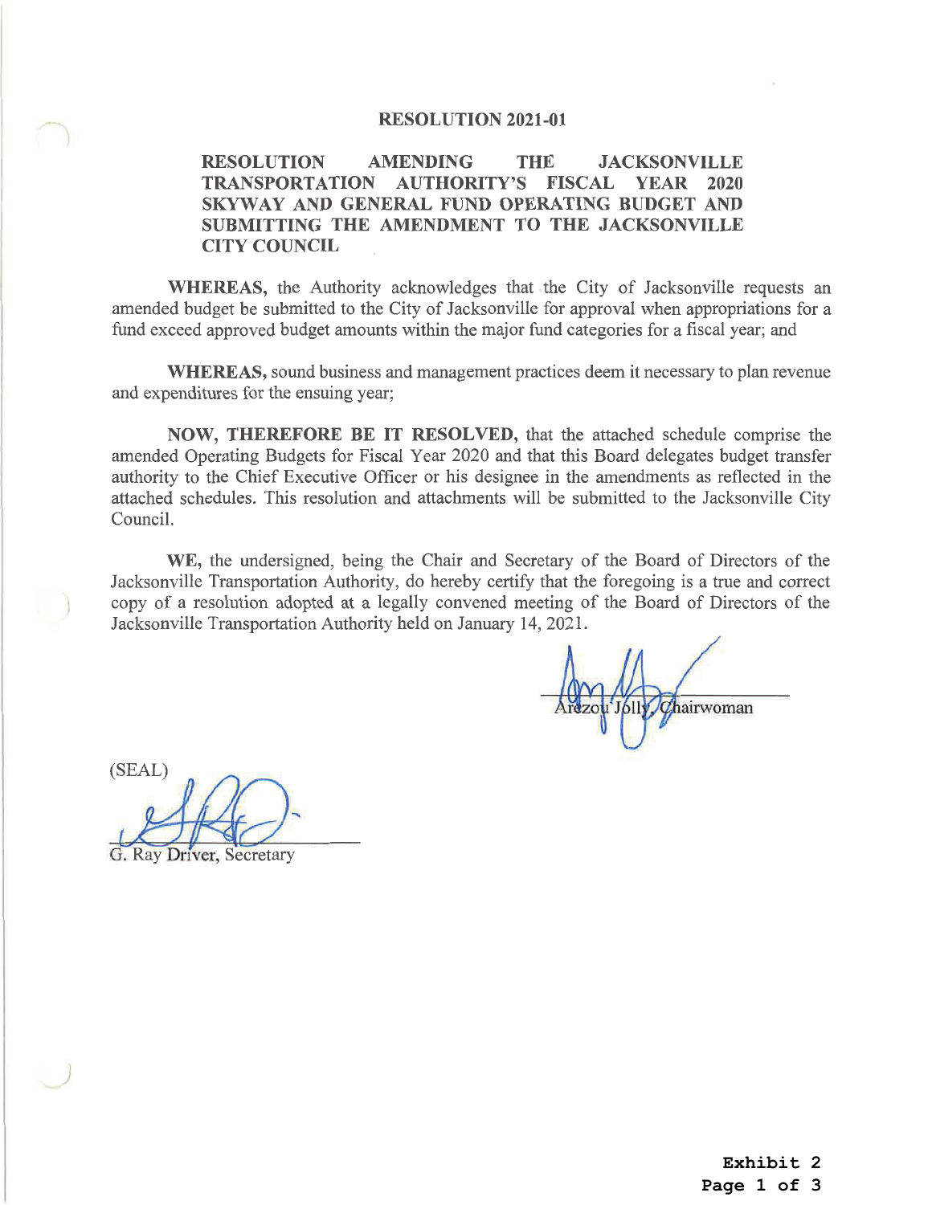# RESOLUTION 2021-01

**RESOLUTION AMENDING THE JACKSONVILLE TRANSPORTATION AUTHORITY'S FISCAL YEAR 2020 SKYWAY AND GENERAL FUND OPERATING BUDGET AND SUBMITTING THE AMENDMENT TO THE JACKSONVILLE CITY COUNCIL**

**WHEREAS,** the Authority acknowledges that the City of Jacksonville requests an amended budget be submitted to the City of Jacksonville for approval when appropriations for a fund exceed approved budget amounts within the major fund categories for a fiscal year; and

**WHEREAS,** sound business and management practices deem it necessary to plan revenue and expenditures for the ensuing year;

**NOW, THEREFORE BE IT RESOLVED,** that the attached schedule comprise the amended Operating Budgets for Fiscal Year 2020 and that this Board delegates budget transfer authority to the Chief Executive Officer or his designee in the amendments as reflected in the attached schedules. This resolution and attachments will be submitted to the Jacksonville City Council.

**WE,** the undersigned, being the Chair and Secretary of the Board of Directors of the Jacksonville Transportation Authority, do hereby certify that the foregoing is a true and correct copy of a resolution adopted at a legally convened meeting of the Board of Directors of the Jacksonville Transportation Authority held on January 14, 2021.

Arezou Jolly, Chairwoman

(SEAL)

G. Ray Driver, Secretary

**Exhibit 2**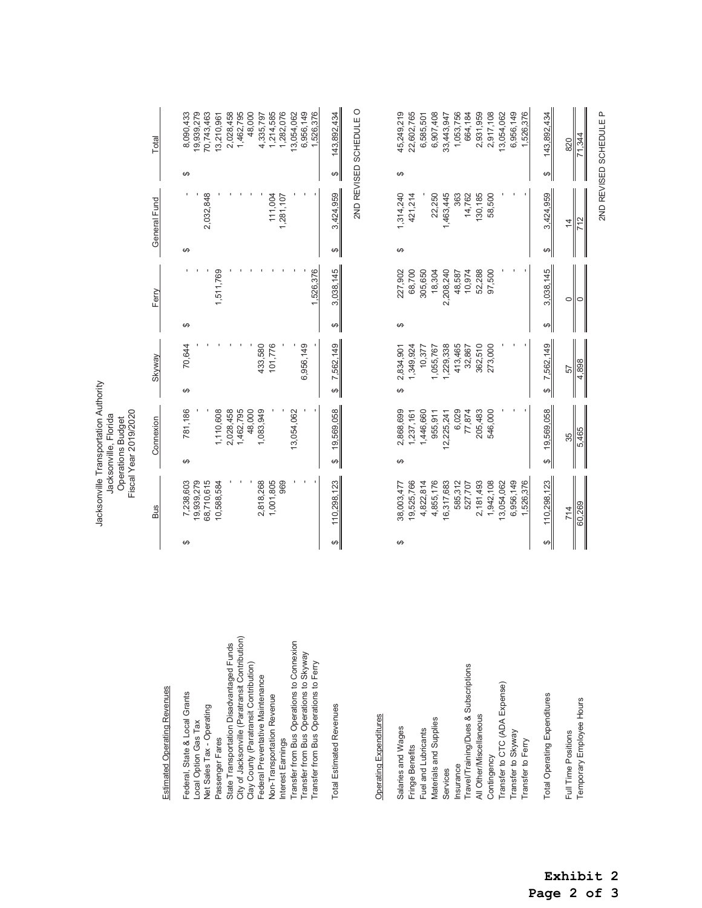# Jacksonville Transportation Authority
## Jacksonville, Florida
### Operations Budget
### Fiscal Year 2019/2020

| Estimated Operating Revenues | Bus | Connexion | Skyway | Ferry | General Fund | Total |
|---|---|---|---|---|---|---|
| Federal, State & Local Grants | $ 7,238,603 | $ 781,186 | $ 70,644 | $ - | $ - | $ 8,090,433 |
| Local Option Gas Tax | 19,939,279 | - | - | - | - | 19,939,279 |
| Net Sales Tax - Operating | 68,710,615 | - | - | - | 2,032,848 | 70,743,463 |
| Passenger Fares | 10,588,584 | 1,110,608 | - | 1,511,769 | - | 13,210,961 |
| State Transportation Disadvantaged Funds | - | 2,028,458 | - | - | - | 2,028,458 |
| City of Jacksonville (Paratransit Contribution) | - | 1,462,795 | - | - | - | 1,462,795 |
| Clay County (Paratransit Contribution) | - | 48,000 | - | - | - | 48,000 |
| Federal Preventative Maintenance | 2,818,268 | 1,083,949 | 433,580 | - | - | 4,335,797 |
| Non-Transportation Revenue | 1,001,805 | - | 101,776 | - | 111,004 | 1,214,585 |
| Interest Earnings | 969 | - | - | - | 1,281,107 | 1,282,076 |
| Transfer from Bus Operations to Connexion | - | 13,054,062 | - | - | - | 13,054,062 |
| Transfer from Bus Operations to Skyway | - | - | 6,956,149 | - | - | 6,956,149 |
| Transfer from Bus Operations to Ferry | - | - | - | 1,526,376 | - | 1,526,376 |
| Total Estimated Revenues | $ 110,298,123 | $ 19,569,058 | $ 7,562,149 | $ 3,038,145 | $ 3,424,959 | $ 143,892,434 |

2ND REVISED SCHEDULE O

| Operating Expenditures | Bus | Connexion | Skyway | Ferry | General Fund | Total |
|---|---|---|---|---|---|---|
| Salaries and Wages | $ 38,003,477 | $ 2,868,699 | $ 2,834,901 | $ 227,902 | $ 1,314,240 | $ 45,249,219 |
| Fringe Benefits | 19,525,766 | 1,237,161 | 1,349,924 | 68,700 | 421,214 | 22,602,765 |
| Fuel and Lubricants | 4,822,814 | 1,446,660 | 10,377 | 305,650 | - | 6,585,501 |
| Materials and Supplies | 4,855,176 | 955,911 | 1,055,767 | 18,304 | 22,250 | 6,907,408 |
| Services | 16,317,683 | 12,225,241 | 1,229,338 | 2,208,240 | 1,463,445 | 33,443,947 |
| Insurance | 585,312 | 6,029 | 413,465 | 48,587 | 363 | 1,053,756 |
| Travel/Training/Dues & Subscriptions | 527,707 | 77,874 | 32,867 | 10,974 | 14,762 | 664,184 |
| All Other/Miscellaneous | 2,181,493 | 205,483 | 362,510 | 52,288 | 130,185 | 2,931,959 |
| Contingency | 1,942,108 | 546,000 | 273,000 | 97,500 | 58,500 | 2,917,108 |
| Transfer to CTC (ADA Expense) | 13,054,062 | - | - | - | - | 13,054,062 |
| Transfer to Skyway | 6,956,149 | - | - | - | - | 6,956,149 |
| Transfer to Ferry | 1,526,376 | - | - | - | - | 1,526,376 |
| Total Operating Expenditures | $ 110,298,123 | $ 19,569,058 | $ 7,562,149 | $ 3,038,145 | $ 3,424,959 | $ 143,892,434 |
| Full Time Positions | 714 | 35 | 57 | 0 | 14 | 820 |
| Temporary Employee Hours | 60,269 | 5,465 | 4,898 | 0 | 712 | 71,344 |

2ND REVISED SCHEDULE P

**Exhibit 2**
**Page 2 of 3**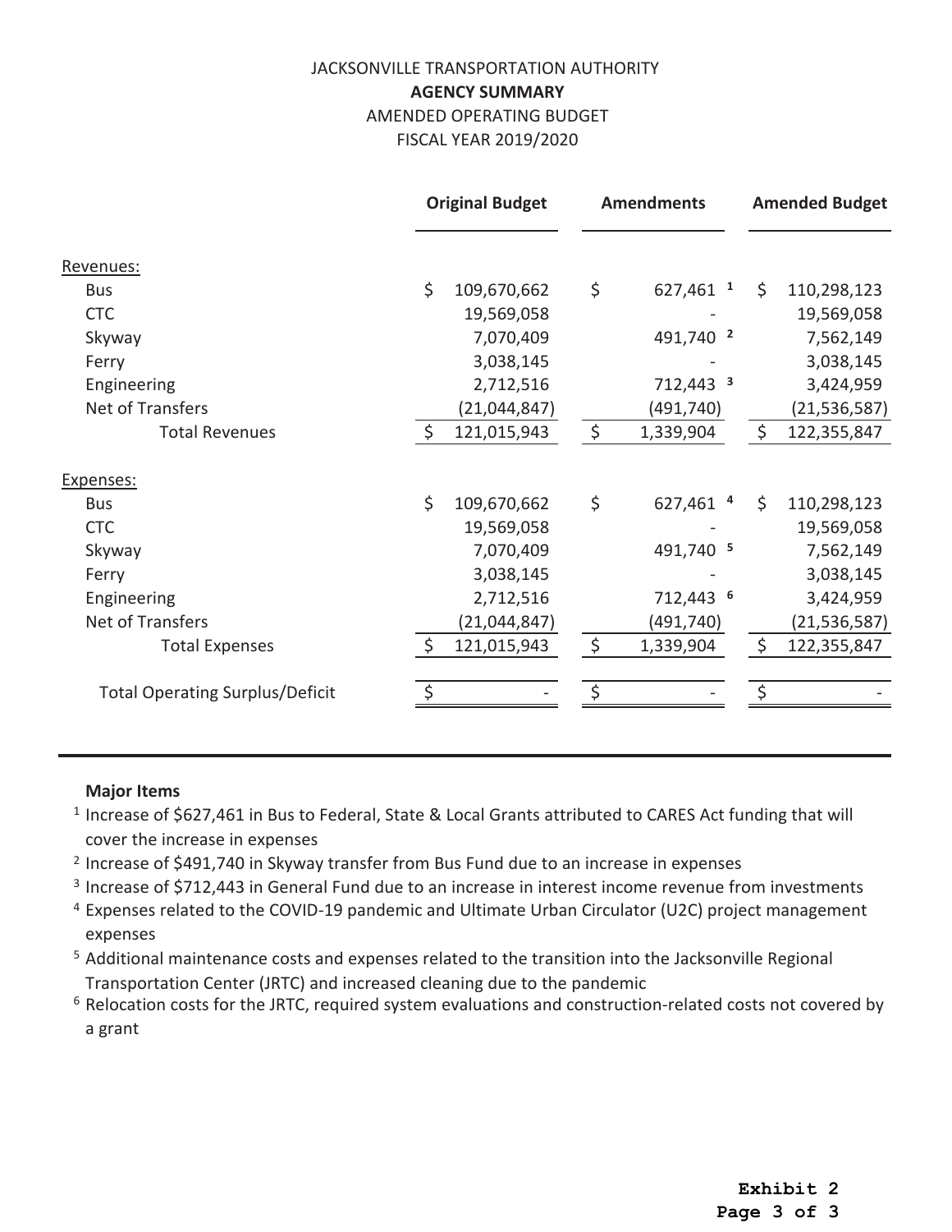JACKSONVILLE TRANSPORTATION AUTHORITY

**AGENCY SUMMARY**

AMENDED OPERATING BUDGET

FISCAL YEAR 2019/2020

| | Original Budget | Amendments | Amended Budget |
|---|---|---|---|
| Revenues: | | | |
| Bus | $ 109,670,662 | $ 627,461 [1] | $ 110,298,123 |
| CTC | 19,569,058 | - | 19,569,058 |
| Skyway | 7,070,409 | 491,740 [2] | 7,562,149 |
| Ferry | 3,038,145 | - | 3,038,145 |
| Engineering | 2,712,516 | 712,443 [3] | 3,424,959 |
| Net of Transfers | (21,044,847) | (491,740) | (21,536,587) |
| Total Revenues | $ 121,015,943 | $ 1,339,904 | $ 122,355,847 |
| Expenses: | | | |
| Bus | $ 109,670,662 | $ 627,461 [4] | $ 110,298,123 |
| CTC | 19,569,058 | - | 19,569,058 |
| Skyway | 7,070,409 | 491,740 [5] | 7,562,149 |
| Ferry | 3,038,145 | - | 3,038,145 |
| Engineering | 2,712,516 | 712,443 [6] | 3,424,959 |
| Net of Transfers | (21,044,847) | (491,740) | (21,536,587) |
| Total Expenses | $ 121,015,943 | $ 1,339,904 | $ 122,355,847 |
| Total Operating Surplus/Deficit | $ - | $ - | $ - |

**Major Items**

[1] Increase of $627,461 in Bus to Federal, State & Local Grants attributed to CARES Act funding that will cover the increase in expenses

[2] Increase of $491,740 in Skyway transfer from Bus Fund due to an increase in expenses

[3] Increase of $712,443 in General Fund due to an increase in interest income revenue from investments

[4] Expenses related to the COVID-19 pandemic and Ultimate Urban Circulator (U2C) project management expenses

[5] Additional maintenance costs and expenses related to the transition into the Jacksonville Regional Transportation Center (JRTC) and increased cleaning due to the pandemic

[6] Relocation costs for the JRTC, required system evaluations and construction-related costs not covered by a grant

**Exhibit 2**